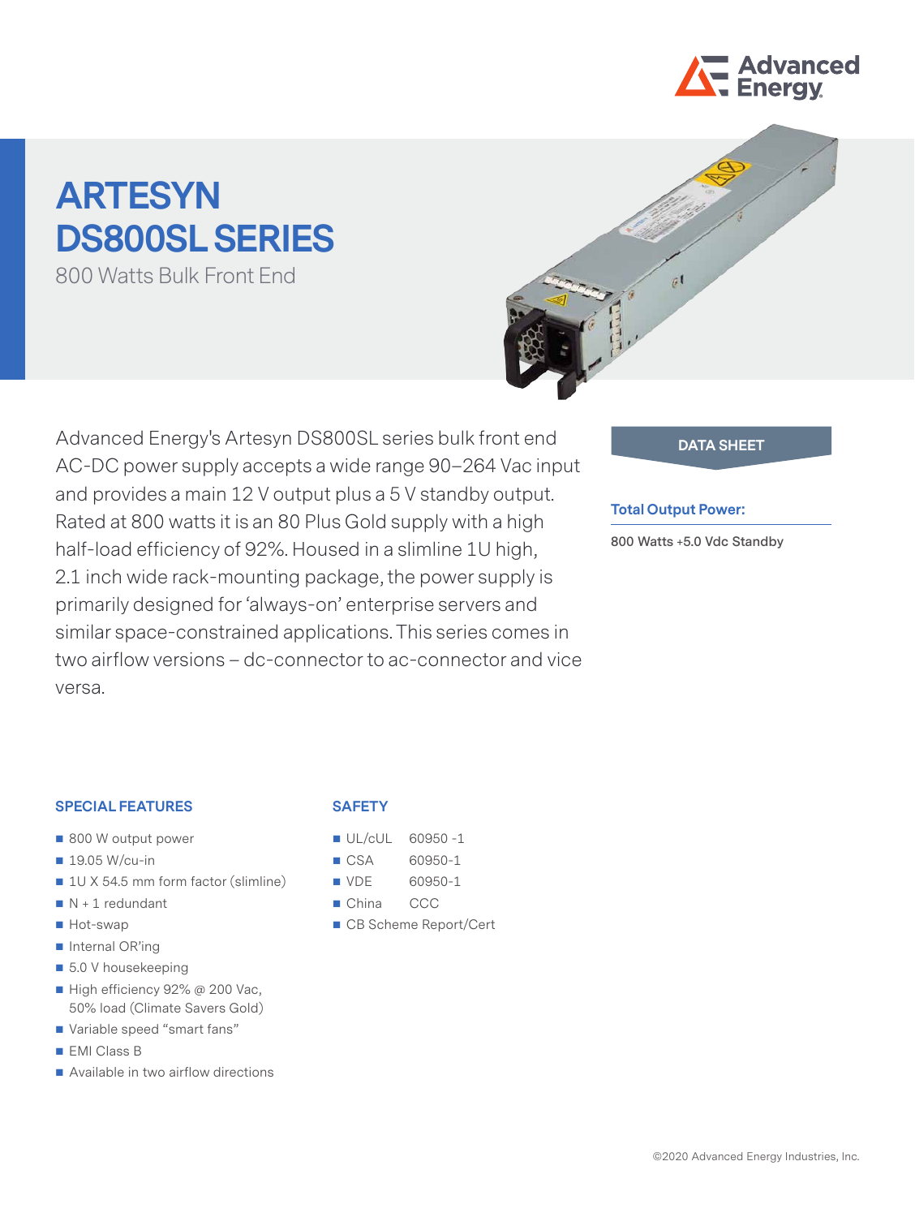# ARTESYN DS800SL SERIES

800 Watts Bulk Front End

Advanced Energy's Artesyn DS800SL series bulk front end AC-DC power supply accepts a wide range 90–264 Vac input and provides a main 12 V output plus a 5 V standby output. Rated at 800 watts it is an 80 Plus Gold supply with a high half-load efficiency of 92%. Housed in a slimline 1U high, 2.1 inch wide rack-mounting package, the power supply is primarily designed for 'always-on' enterprise servers and similar space-constrained applications. This series comes in two airflow versions – dc-connector to ac-connector and vice versa.

**DATA SHEET**

**Total Output Power:**

800 Watts +5.0 Vdc Standby

## SPECIAL FEATURES

- 800 W output power
- 19.05 W/cu-in
- 1U X 54.5 mm form factor (slimline)
- N + 1 redundant
- Hot-swap
- Internal OR'ing
- 5.0 V housekeeping
- High efficiency 92% @ 200 Vac, 50% load (Climate Savers Gold)
- Variable speed "smart fans"
- EMI Class B
- Available in two airflow directions

## SAFETY

- UL/cUL 60950 -1
- CSA 60950-1
- VDE 60950-1
- China CCC
- CB Scheme Report/Cert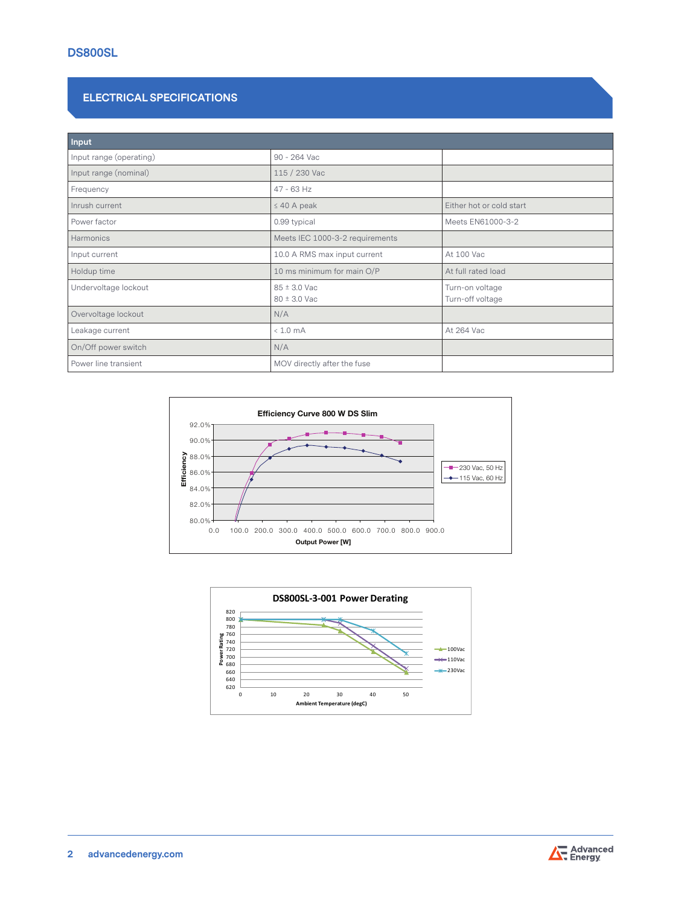## ELECTRICAL SPECIFICATIONS

| Input | | |
|---|---|---|
| Input range (operating) | 90 - 264 Vac | |
| Input range (nominal) | 115 / 230 Vac | |
| Frequency | 47 - 63 Hz | |
| Inrush current | ≤ 40 A peak | Either hot or cold start |
| Power factor | 0.99 typical | Meets EN61000-3-2 |
| Harmonics | Meets IEC 1000-3-2 requirements | |
| Input current | 10.0 A RMS max input current | At 100 Vac |
| Holdup time | 10 ms minimum for main O/P | At full rated load |
| Undervoltage lockout | 85 ± 3.0 Vac<br>80 ± 3.0 Vac | Turn-on voltage<br>Turn-off voltage |
| Overvoltage lockout | N/A | |
| Leakage current | < 1.0 mA | At 264 Vac |
| On/Off power switch | N/A | |
| Power line transient | MOV directly after the fuse | |

**Efficiency Curve 800 W DS Slim**

(Chart: Efficiency vs Output Power [W]; series: 230 Vac, 50 Hz; 115 Vac, 60 Hz)

**DS800SL-3-001 Power Derating**

(Chart: Power Rating vs Ambient Temperature (degC); series: 100Vac; 110Vac; 230Vac)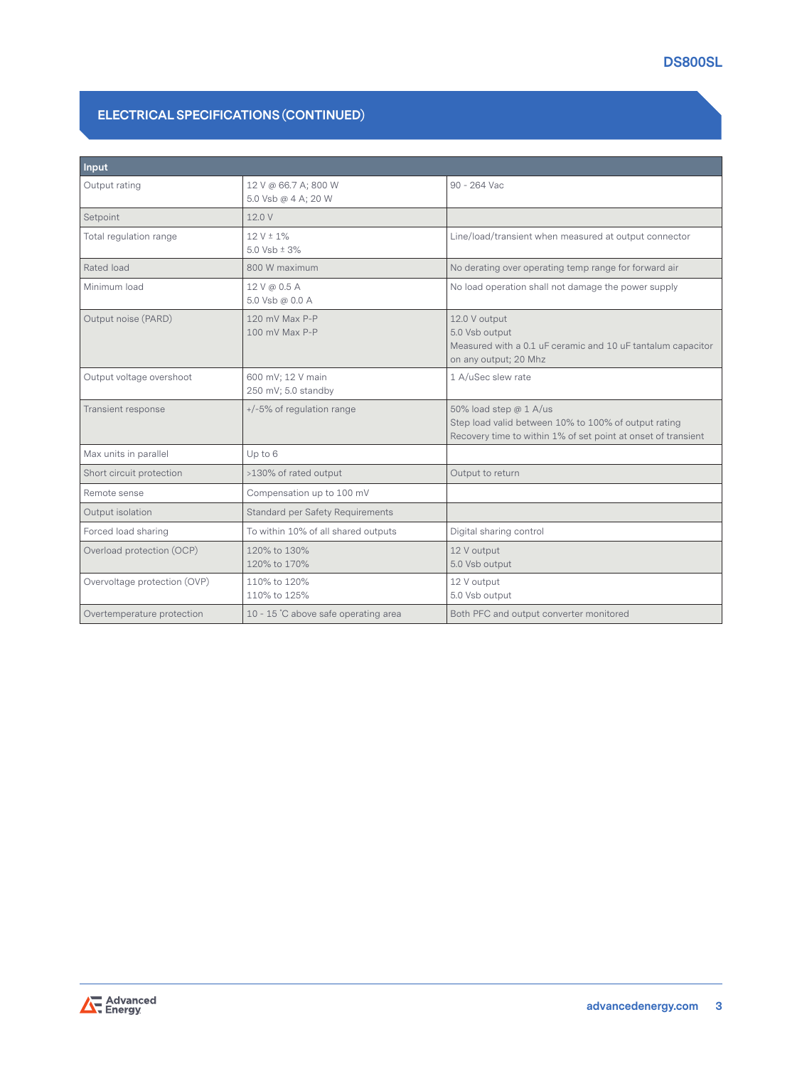## ELECTRICAL SPECIFICATIONS (CONTINUED)

| Input | | |
|---|---|---|
| Output rating | 12 V @ 66.7 A; 800 W<br>5.0 Vsb @ 4 A; 20 W | 90 - 264 Vac |
| Setpoint | 12.0 V | |
| Total regulation range | 12 V ± 1%<br>5.0 Vsb ± 3% | Line/load/transient when measured at output connector |
| Rated load | 800 W maximum | No derating over operating temp range for forward air |
| Minimum load | 12 V @ 0.5 A<br>5.0 Vsb @ 0.0 A | No load operation shall not damage the power supply |
| Output noise (PARD) | 120 mV Max P-P<br>100 mV Max P-P | 12.0 V output<br>5.0 Vsb output<br>Measured with a 0.1 uF ceramic and 10 uF tantalum capacitor on any output; 20 Mhz |
| Output voltage overshoot | 600 mV; 12 V main<br>250 mV; 5.0 standby | 1 A/uSec slew rate |
| Transient response | +/-5% of regulation range | 50% load step @ 1 A/us<br>Step load valid between 10% to 100% of output rating<br>Recovery time to within 1% of set point at onset of transient |
| Max units in parallel | Up to 6 | |
| Short circuit protection | >130% of rated output | Output to return |
| Remote sense | Compensation up to 100 mV | |
| Output isolation | Standard per Safety Requirements | |
| Forced load sharing | To within 10% of all shared outputs | Digital sharing control |
| Overload protection (OCP) | 120% to 130%<br>120% to 170% | 12 V output<br>5.0 Vsb output |
| Overvoltage protection (OVP) | 110% to 120%<br>110% to 125% | 12 V output<br>5.0 Vsb output |
| Overtemperature protection | 10 - 15 °C above safe operating area | Both PFC and output converter monitored |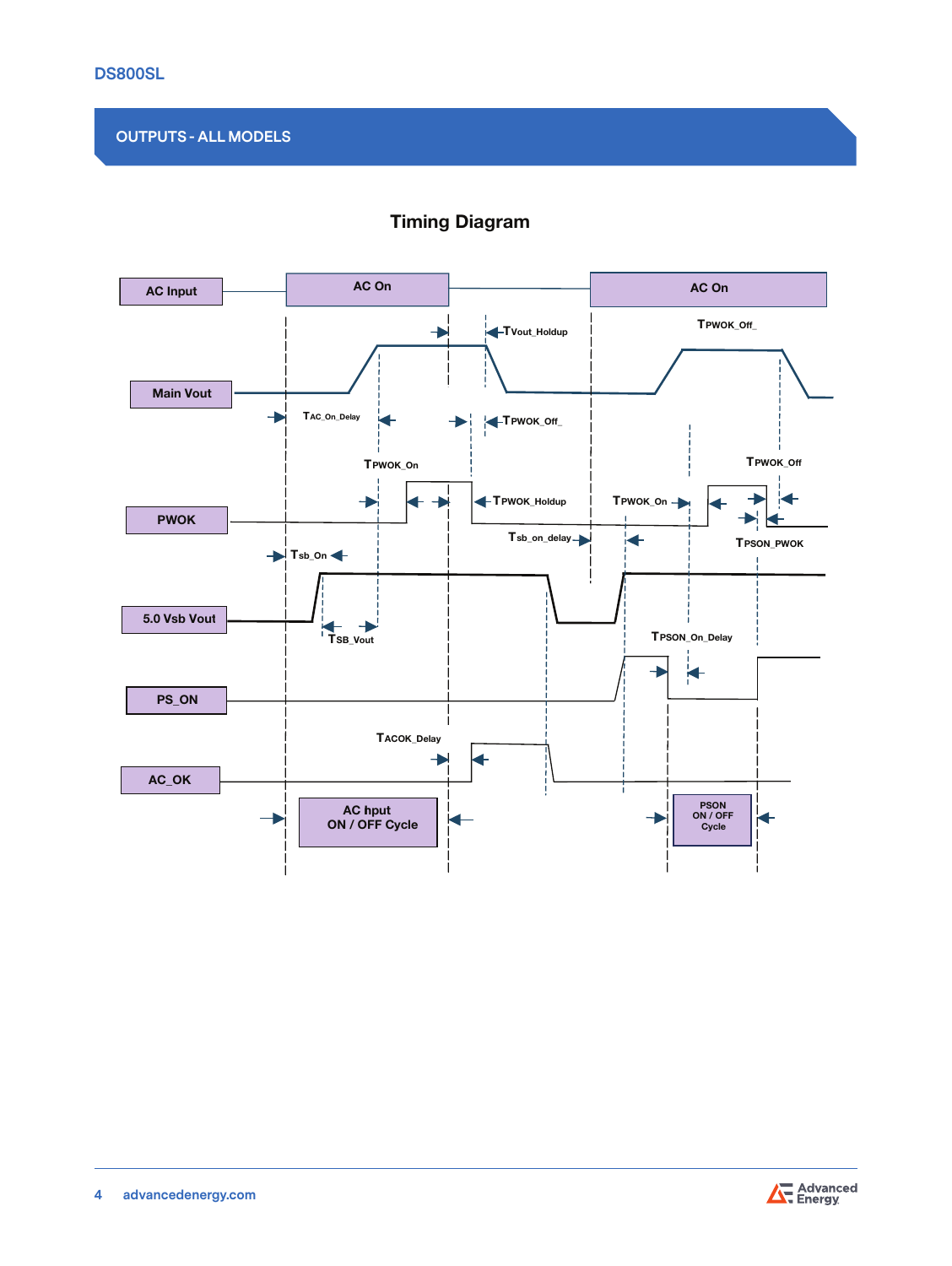## OUTPUTS - ALL MODELS

### Timing Diagram

AC Input

AC On

AC On

$T_{Vout\_Holdup}$

$T_{PWOK\_Off\_}$

Main Vout

$T_{AC\_On\_Delay}$

$T_{PWOK\_Off\_}$

$T_{PWOK\_On}$

$T_{PWOK\_Off}$

PWOK

$T_{PWOK\_Holdup}$

$T_{PWOK\_On}$

$T_{sb\_on\_delay}$

$T_{PSON\_PWOK}$

$T_{sb\_On}$

5.0 Vsb Vout

$T_{SB\_Vout}$

$T_{PSON\_On\_Delay}$

PS_ON

$T_{ACOK\_Delay}$

AC_OK

AC hput ON / OFF Cycle

PSON ON / OFF Cycle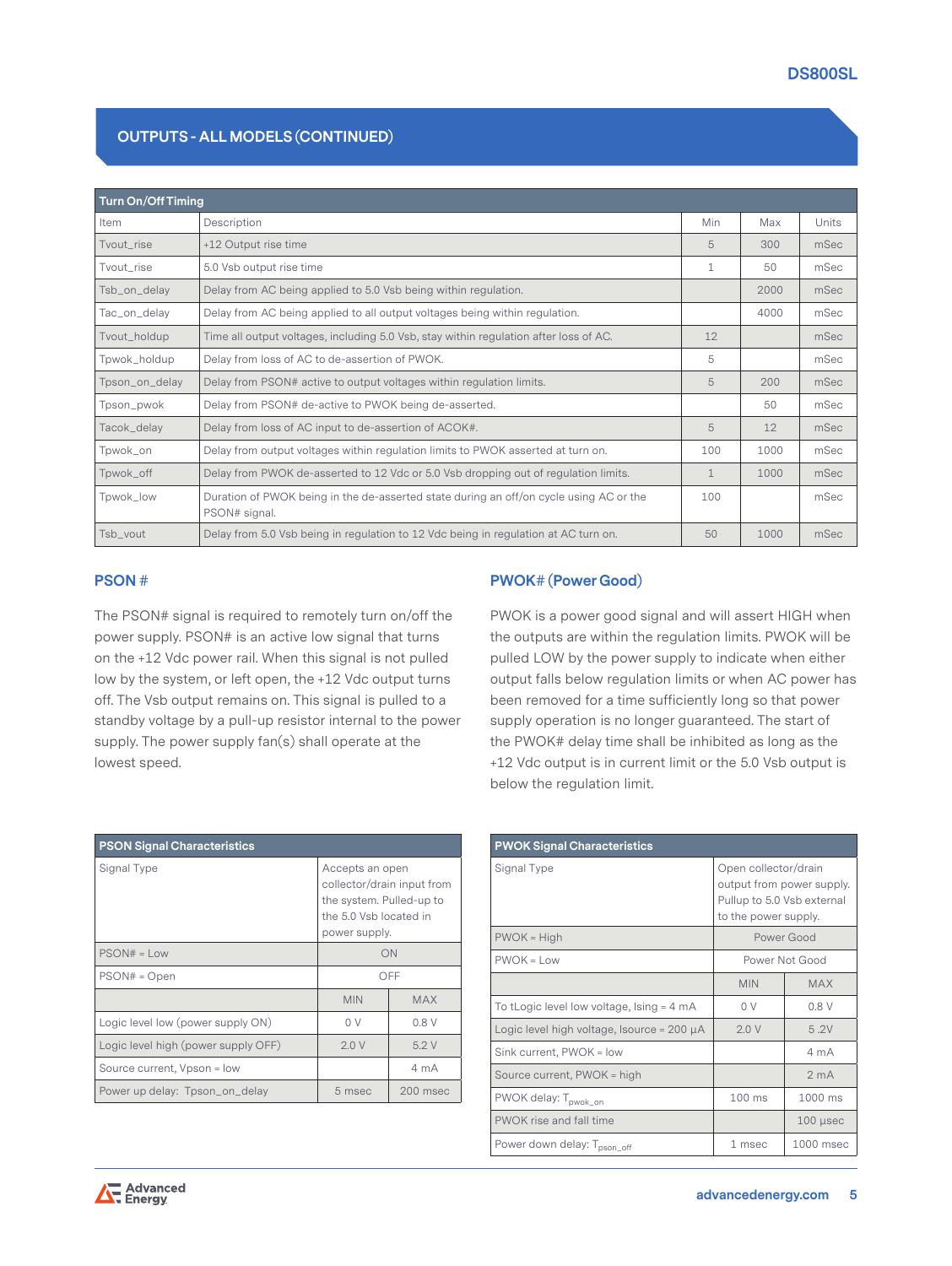## OUTPUTS - ALL MODELS (CONTINUED)

| Turn On/Off Timing | | | | |
|---|---|---|---|---|
| Item | Description | Min | Max | Units |
| Tvout_rise | +12 Output rise time | 5 | 300 | mSec |
| Tvout_rise | 5.0 Vsb output rise time | 1 | 50 | mSec |
| Tsb_on_delay | Delay from AC being applied to 5.0 Vsb being within regulation. | | 2000 | mSec |
| Tac_on_delay | Delay from AC being applied to all output voltages being within regulation. | | 4000 | mSec |
| Tvout_holdup | Time all output voltages, including 5.0 Vsb, stay within regulation after loss of AC. | 12 | | mSec |
| Tpwok_holdup | Delay from loss of AC to de-assertion of PWOK. | 5 | | mSec |
| Tpson_on_delay | Delay from PSON# active to output voltages within regulation limits. | 5 | 200 | mSec |
| Tpson_pwok | Delay from PSON# de-active to PWOK being de-asserted. | | 50 | mSec |
| Tacok_delay | Delay from loss of AC input to de-assertion of ACOK#. | 5 | 12 | mSec |
| Tpwok_on | Delay from output voltages within regulation limits to PWOK asserted at turn on. | 100 | 1000 | mSec |
| Tpwok_off | Delay from PWOK de-asserted to 12 Vdc or 5.0 Vsb dropping out of regulation limits. | 1 | 1000 | mSec |
| Tpwok_low | Duration of PWOK being in the de-asserted state during an off/on cycle using AC or the PSON# signal. | 100 | | mSec |
| Tsb_vout | Delay from 5.0 Vsb being in regulation to 12 Vdc being in regulation at AC turn on. | 50 | 1000 | mSec |

### PSON #

The PSON# signal is required to remotely turn on/off the power supply. PSON# is an active low signal that turns on the +12 Vdc power rail. When this signal is not pulled low by the system, or left open, the +12 Vdc output turns off. The Vsb output remains on. This signal is pulled to a standby voltage by a pull-up resistor internal to the power supply. The power supply fan(s) shall operate at the lowest speed.

| PSON Signal Characteristics | | |
|---|---|---|
| Signal Type | Accepts an open collector/drain input from the system. Pulled-up to the 5.0 Vsb located in power supply. | |
| PSON# = Low | ON | |
| PSON# = Open | OFF | |
| | MIN | MAX |
| Logic level low (power supply ON) | 0 V | 0.8 V |
| Logic level high (power supply OFF) | 2.0 V | 5.2 V |
| Source current, Vpson = low | | 4 mA |
| Power up delay: Tpson_on_delay | 5 msec | 200 msec |

### PWOK# (Power Good)

PWOK is a power good signal and will assert HIGH when the outputs are within the regulation limits. PWOK will be pulled LOW by the power supply to indicate when either output falls below regulation limits or when AC power has been removed for a time sufficiently long so that power supply operation is no longer guaranteed. The start of the PWOK# delay time shall be inhibited as long as the +12 Vdc output is in current limit or the 5.0 Vsb output is below the regulation limit.

| PWOK Signal Characteristics | | |
|---|---|---|
| Signal Type | Open collector/drain output from power supply. Pullup to 5.0 Vsb external to the power supply. | |
| PWOK = High | Power Good | |
| PWOK = Low | Power Not Good | |
| | MIN | MAX |
| To tLogic level low voltage, Ising = 4 mA | 0 V | 0.8 V |
| Logic level high voltage, Isource = 200 µA | 2.0 V | 5 .2V |
| Sink current, PWOK = low | | 4 mA |
| Source current, PWOK = high | | 2 mA |
| PWOK delay: $T_{pwok\_on}$ | 100 ms | 1000 ms |
| PWOK rise and fall time | | 100 µsec |
| Power down delay: $T_{pson\_off}$ | 1 msec | 1000 msec |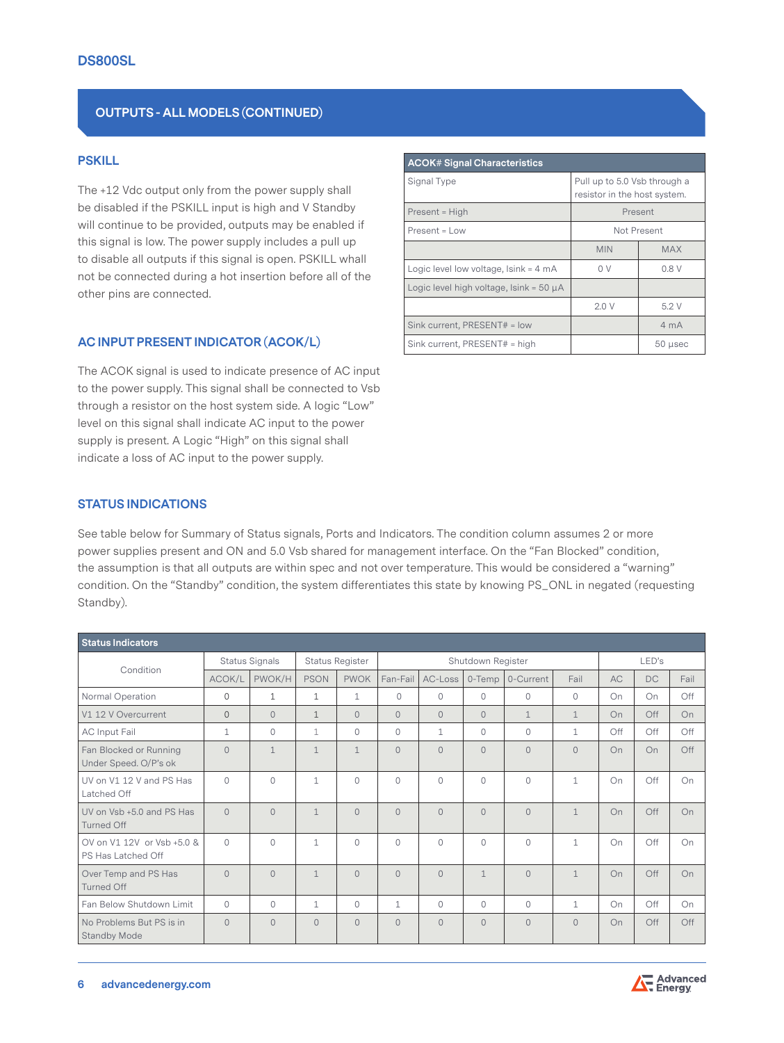## OUTPUTS - ALL MODELS (CONTINUED)

### PSKILL

The +12 Vdc output only from the power supply shall be disabled if the PSKILL input is high and V Standby will continue to be provided, outputs may be enabled if this signal is low. The power supply includes a pull up to disable all outputs if this signal is open. PSKILL whall not be connected during a hot insertion before all of the other pins are connected.

### AC INPUT PRESENT INDICATOR (ACOK/L)

The ACOK signal is used to indicate presence of AC input to the power supply. This signal shall be connected to Vsb through a resistor on the host system side. A logic "Low" level on this signal shall indicate AC input to the power supply is present. A Logic "High" on this signal shall indicate a loss of AC input to the power supply.

| ACOK# Signal Characteristics | | |
|---|---|---|
| Signal Type | Pull up to 5.0 Vsb through a resistor in the host system. | |
| Present = High | Present | |
| Present = Low | Not Present | |
| | MIN | MAX |
| Logic level low voltage, Isink = 4 mA | 0 V | 0.8 V |
| Logic level high voltage, Isink = 50 µA | | |
| | 2.0 V | 5.2 V |
| Sink current, PRESENT# = low | | 4 mA |
| Sink current, PRESENT# = high | | 50 µsec |

### STATUS INDICATIONS

See table below for Summary of Status signals, Ports and Indicators. The condition column assumes 2 or more power supplies present and ON and 5.0 Vsb shared for management interface. On the "Fan Blocked" condition, the assumption is that all outputs are within spec and not over temperature. This would be considered a "warning" condition. On the "Standby" condition, the system differentiates this state by knowing PS_ONL in negated (requesting Standby).

| Status Indicators | | | | | | | | | | | | |
|---|---|---|---|---|---|---|---|---|---|---|---|---|
| Condition | Status Signals | | Status Register | | Shutdown Register | | | | | LED's | | |
| | ACOK/L | PWOK/H | PSON | PWOK | Fan-Fail | AC-Loss | 0-Temp | 0-Current | Fail | AC | DC | Fail |
| Normal Operation | 0 | 1 | 1 | 1 | 0 | 0 | 0 | 0 | 0 | On | On | Off |
| V1 12 V Overcurrent | 0 | 0 | 1 | 0 | 0 | 0 | 0 | 1 | 1 | On | Off | On |
| AC Input Fail | 1 | 0 | 1 | 0 | 0 | 1 | 0 | 0 | 1 | Off | Off | Off |
| Fan Blocked or Running Under Speed. O/P's ok | 0 | 1 | 1 | 1 | 0 | 0 | 0 | 0 | 0 | On | On | Off |
| UV on V1 12 V and PS Has Latched Off | 0 | 0 | 1 | 0 | 0 | 0 | 0 | 0 | 1 | On | Off | On |
| UV on Vsb +5.0 and PS Has Turned Off | 0 | 0 | 1 | 0 | 0 | 0 | 0 | 0 | 1 | On | Off | On |
| OV on V1 12V or Vsb +5.0 & PS Has Latched Off | 0 | 0 | 1 | 0 | 0 | 0 | 0 | 0 | 1 | On | Off | On |
| Over Temp and PS Has Turned Off | 0 | 0 | 1 | 0 | 0 | 0 | 1 | 0 | 1 | On | Off | On |
| Fan Below Shutdown Limit | 0 | 0 | 1 | 0 | 1 | 0 | 0 | 0 | 1 | On | Off | On |
| No Problems But PS is in Standby Mode | 0 | 0 | 0 | 0 | 0 | 0 | 0 | 0 | 0 | On | Off | Off |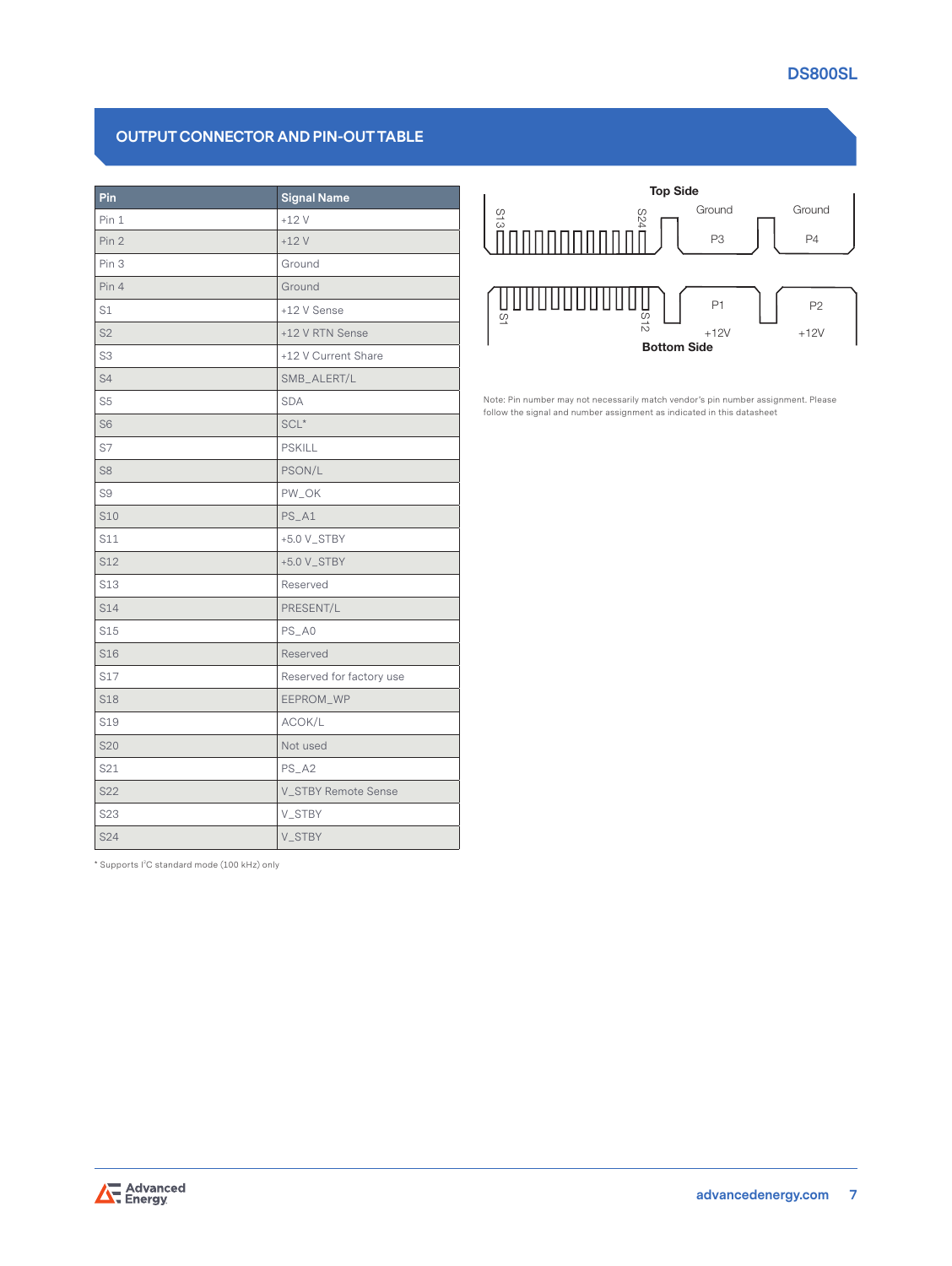## OUTPUT CONNECTOR AND PIN-OUT TABLE

| Pin | Signal Name |
|---|---|
| Pin 1 | +12 V |
| Pin 2 | +12 V |
| Pin 3 | Ground |
| Pin 4 | Ground |
| S1 | +12 V Sense |
| S2 | +12 V RTN Sense |
| S3 | +12 V Current Share |
| S4 | SMB_ALERT/L |
| S5 | SDA |
| S6 | SCL* |
| S7 | PSKILL |
| S8 | PSON/L |
| S9 | PW_OK |
| S10 | PS_A1 |
| S11 | +5.0 V_STBY |
| S12 | +5.0 V_STBY |
| S13 | Reserved |
| S14 | PRESENT/L |
| S15 | PS_A0 |
| S16 | Reserved |
| S17 | Reserved for factory use |
| S18 | EEPROM_WP |
| S19 | ACOK/L |
| S20 | Not used |
| S21 | PS_A2 |
| S22 | V_STBY Remote Sense |
| S23 | V_STBY |
| S24 | V_STBY |

* Supports I²C standard mode (100 kHz) only

Top Side: S13 … S24; P3 Ground; P4 Ground

Bottom Side: S1 … S12; P1 +12V; P2 +12V

Note: Pin number may not necessarily match vendor's pin number assignment. Please follow the signal and number assignment as indicated in this datasheet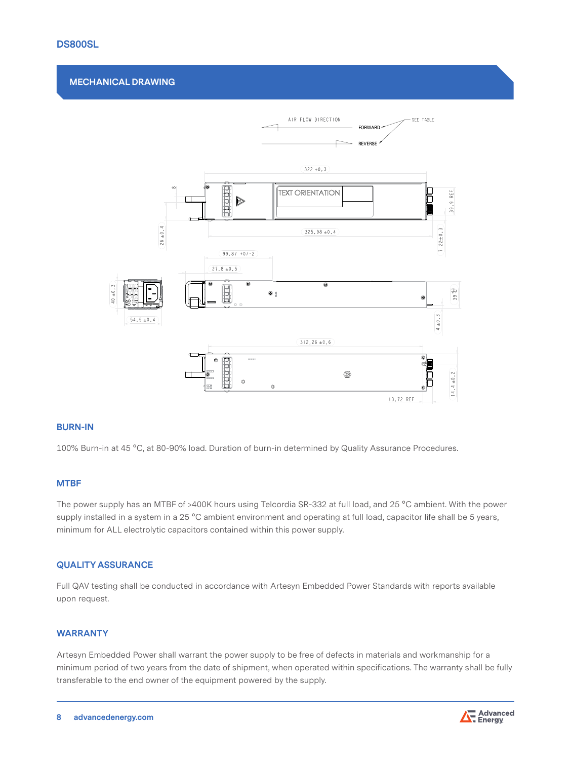## MECHANICAL DRAWING

## BURN-IN

100% Burn-in at 45 °C, at 80-90% load. Duration of burn-in determined by Quality Assurance Procedures.

## MTBF

The power supply has an MTBF of >400K hours using Telcordia SR-332 at full load, and 25 °C ambient. With the power supply installed in a system in a 25 °C ambient environment and operating at full load, capacitor life shall be 5 years, minimum for ALL electrolytic capacitors contained within this power supply.

## QUALITY ASSURANCE

Full QAV testing shall be conducted in accordance with Artesyn Embedded Power Standards with reports available upon request.

## WARRANTY

Artesyn Embedded Power shall warrant the power supply to be free of defects in materials and workmanship for a minimum period of two years from the date of shipment, when operated within specifications. The warranty shall be fully transferable to the end owner of the equipment powered by the supply.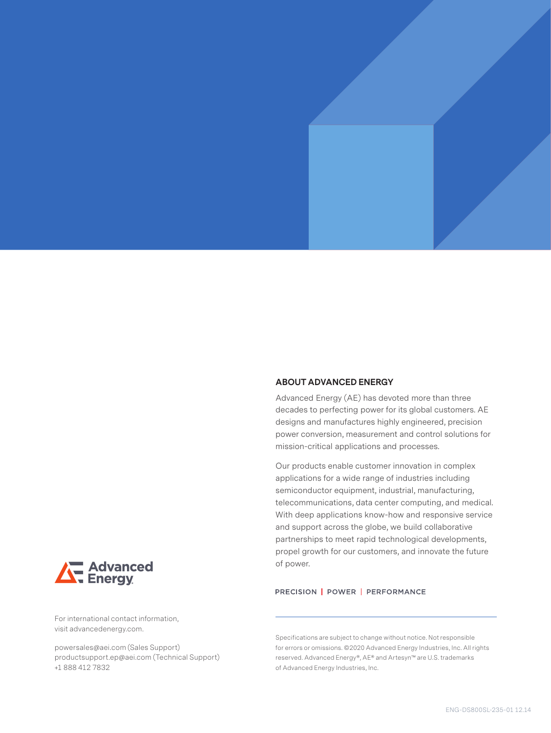## ABOUT ADVANCED ENERGY

Advanced Energy (AE) has devoted more than three decades to perfecting power for its global customers. AE designs and manufactures highly engineered, precision power conversion, measurement and control solutions for mission-critical applications and processes.

Our products enable customer innovation in complex applications for a wide range of industries including semiconductor equipment, industrial, manufacturing, telecommunications, data center computing, and medical. With deep applications know-how and responsive service and support across the globe, we build collaborative partnerships to meet rapid technological developments, propel growth for our customers, and innovate the future of power.

PRECISION | POWER | PERFORMANCE

Advanced Energy

For international contact information, visit advancedenergy.com.

powersales@aei.com (Sales Support)
productsupport.ep@aei.com (Technical Support)
+1 888 412 7832

Specifications are subject to change without notice. Not responsible for errors or omissions. ©2020 Advanced Energy Industries, Inc. All rights reserved. Advanced Energy®, AE® and Artesyn™ are U.S. trademarks of Advanced Energy Industries, Inc.

ENG-DS800SL-235-01 12.14